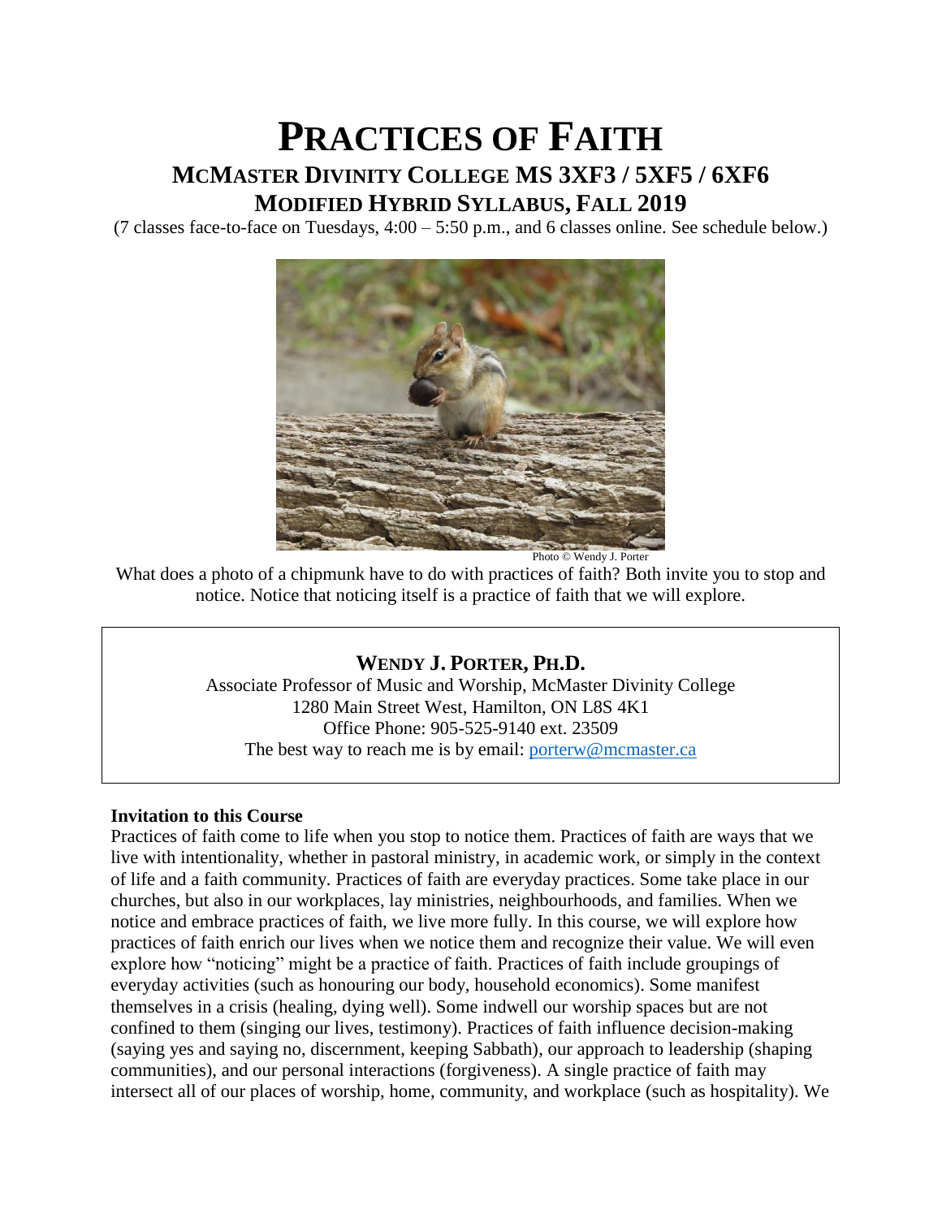# PRACTICES OF FAITH

## MCMASTER DIVINITY COLLEGE MS 3XF3 / 5XF5 / 6XF6

## MODIFIED HYBRID SYLLABUS, FALL 2019

(7 classes face-to-face on Tuesdays, 4:00 – 5:50 p.m., and 6 classes online. See schedule below.)

Photo © Wendy J. Porter

What does a photo of a chipmunk have to do with practices of faith? Both invite you to stop and notice. Notice that noticing itself is a practice of faith that we will explore.

**WENDY J. PORTER, PH.D.**
Associate Professor of Music and Worship, McMaster Divinity College
1280 Main Street West, Hamilton, ON L8S 4K1
Office Phone: 905-525-9140 ext. 23509
The best way to reach me is by email: porterw@mcmaster.ca

**Invitation to this Course**

Practices of faith come to life when you stop to notice them. Practices of faith are ways that we live with intentionality, whether in pastoral ministry, in academic work, or simply in the context of life and a faith community. Practices of faith are everyday practices. Some take place in our churches, but also in our workplaces, lay ministries, neighbourhoods, and families. When we notice and embrace practices of faith, we live more fully. In this course, we will explore how practices of faith enrich our lives when we notice them and recognize their value. We will even explore how "noticing" might be a practice of faith. Practices of faith include groupings of everyday activities (such as honouring our body, household economics). Some manifest themselves in a crisis (healing, dying well). Some indwell our worship spaces but are not confined to them (singing our lives, testimony). Practices of faith influence decision-making (saying yes and saying no, discernment, keeping Sabbath), our approach to leadership (shaping communities), and our personal interactions (forgiveness). A single practice of faith may intersect all of our places of worship, home, community, and workplace (such as hospitality). We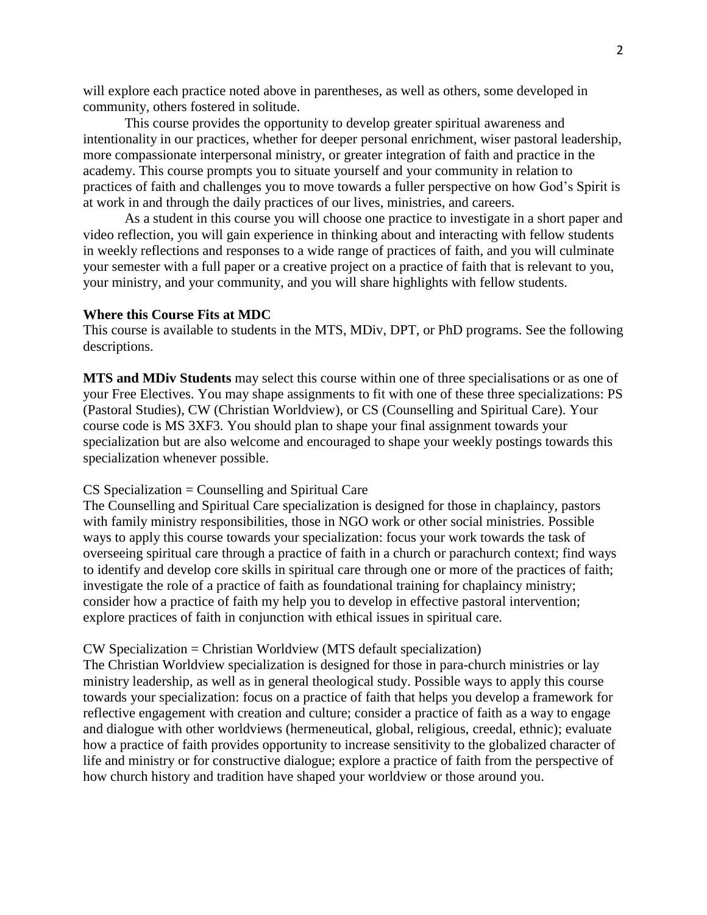will explore each practice noted above in parentheses, as well as others, some developed in community, others fostered in solitude.

This course provides the opportunity to develop greater spiritual awareness and intentionality in our practices, whether for deeper personal enrichment, wiser pastoral leadership, more compassionate interpersonal ministry, or greater integration of faith and practice in the academy. This course prompts you to situate yourself and your community in relation to practices of faith and challenges you to move towards a fuller perspective on how God's Spirit is at work in and through the daily practices of our lives, ministries, and careers.

As a student in this course you will choose one practice to investigate in a short paper and video reflection, you will gain experience in thinking about and interacting with fellow students in weekly reflections and responses to a wide range of practices of faith, and you will culminate your semester with a full paper or a creative project on a practice of faith that is relevant to you, your ministry, and your community, and you will share highlights with fellow students.

**Where this Course Fits at MDC**

This course is available to students in the MTS, MDiv, DPT, or PhD programs. See the following descriptions.

**MTS and MDiv Students** may select this course within one of three specialisations or as one of your Free Electives. You may shape assignments to fit with one of these three specializations: PS (Pastoral Studies), CW (Christian Worldview), or CS (Counselling and Spiritual Care). Your course code is MS 3XF3. You should plan to shape your final assignment towards your specialization but are also welcome and encouraged to shape your weekly postings towards this specialization whenever possible.

CS Specialization = Counselling and Spiritual Care

The Counselling and Spiritual Care specialization is designed for those in chaplaincy, pastors with family ministry responsibilities, those in NGO work or other social ministries. Possible ways to apply this course towards your specialization: focus your work towards the task of overseeing spiritual care through a practice of faith in a church or parachurch context; find ways to identify and develop core skills in spiritual care through one or more of the practices of faith; investigate the role of a practice of faith as foundational training for chaplaincy ministry; consider how a practice of faith my help you to develop in effective pastoral intervention; explore practices of faith in conjunction with ethical issues in spiritual care.

CW Specialization = Christian Worldview (MTS default specialization)

The Christian Worldview specialization is designed for those in para-church ministries or lay ministry leadership, as well as in general theological study. Possible ways to apply this course towards your specialization: focus on a practice of faith that helps you develop a framework for reflective engagement with creation and culture; consider a practice of faith as a way to engage and dialogue with other worldviews (hermeneutical, global, religious, creedal, ethnic); evaluate how a practice of faith provides opportunity to increase sensitivity to the globalized character of life and ministry or for constructive dialogue; explore a practice of faith from the perspective of how church history and tradition have shaped your worldview or those around you.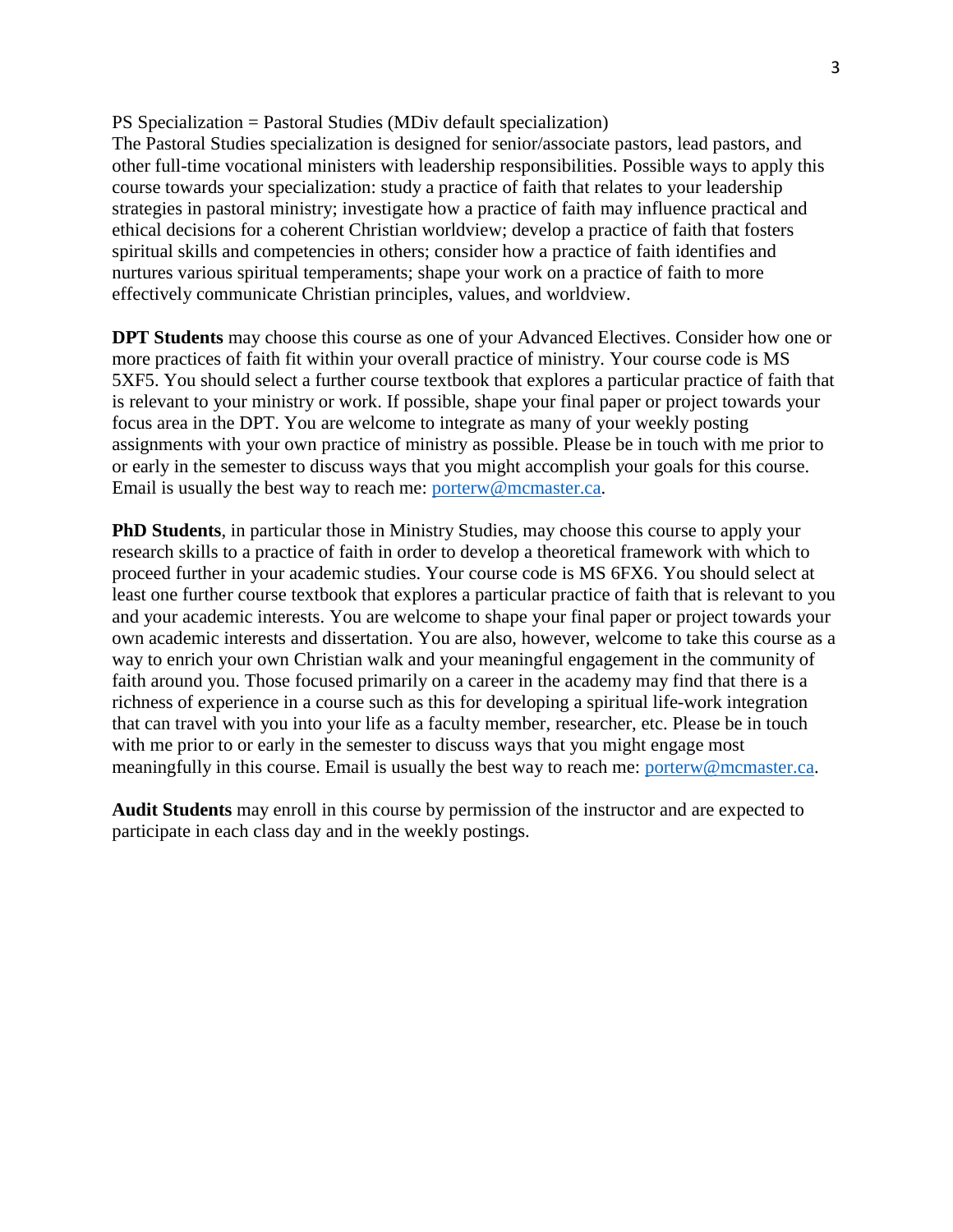PS Specialization = Pastoral Studies (MDiv default specialization)
The Pastoral Studies specialization is designed for senior/associate pastors, lead pastors, and other full-time vocational ministers with leadership responsibilities. Possible ways to apply this course towards your specialization: study a practice of faith that relates to your leadership strategies in pastoral ministry; investigate how a practice of faith may influence practical and ethical decisions for a coherent Christian worldview; develop a practice of faith that fosters spiritual skills and competencies in others; consider how a practice of faith identifies and nurtures various spiritual temperaments; shape your work on a practice of faith to more effectively communicate Christian principles, values, and worldview.

**DPT Students** may choose this course as one of your Advanced Electives. Consider how one or more practices of faith fit within your overall practice of ministry. Your course code is MS 5XF5. You should select a further course textbook that explores a particular practice of faith that is relevant to your ministry or work. If possible, shape your final paper or project towards your focus area in the DPT. You are welcome to integrate as many of your weekly posting assignments with your own practice of ministry as possible. Please be in touch with me prior to or early in the semester to discuss ways that you might accomplish your goals for this course. Email is usually the best way to reach me: porterw@mcmaster.ca.

**PhD Students**, in particular those in Ministry Studies, may choose this course to apply your research skills to a practice of faith in order to develop a theoretical framework with which to proceed further in your academic studies. Your course code is MS 6FX6. You should select at least one further course textbook that explores a particular practice of faith that is relevant to you and your academic interests. You are welcome to shape your final paper or project towards your own academic interests and dissertation. You are also, however, welcome to take this course as a way to enrich your own Christian walk and your meaningful engagement in the community of faith around you. Those focused primarily on a career in the academy may find that there is a richness of experience in a course such as this for developing a spiritual life-work integration that can travel with you into your life as a faculty member, researcher, etc. Please be in touch with me prior to or early in the semester to discuss ways that you might engage most meaningfully in this course. Email is usually the best way to reach me: porterw@mcmaster.ca.

**Audit Students** may enroll in this course by permission of the instructor and are expected to participate in each class day and in the weekly postings.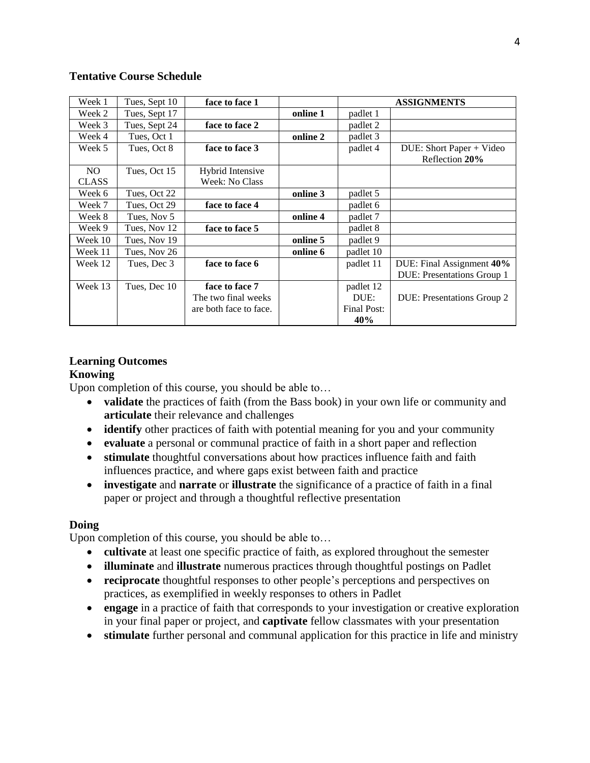### Tentative Course Schedule

| | | | | ASSIGNMENTS | |
|---|---|---|---|---|---|
| Week 1 | Tues, Sept 10 | **face to face 1** | | | |
| Week 2 | Tues, Sept 17 | | **online 1** | padlet 1 | |
| Week 3 | Tues, Sept 24 | **face to face 2** | | padlet 2 | |
| Week 4 | Tues, Oct 1 | | **online 2** | padlet 3 | |
| Week 5 | Tues, Oct 8 | **face to face 3** | | padlet 4 | DUE: Short Paper + Video Reflection **20%** |
| NO CLASS | Tues, Oct 15 | Hybrid Intensive Week: No Class | | | |
| Week 6 | Tues, Oct 22 | | **online 3** | padlet 5 | |
| Week 7 | Tues, Oct 29 | **face to face 4** | | padlet 6 | |
| Week 8 | Tues, Nov 5 | | **online 4** | padlet 7 | |
| Week 9 | Tues, Nov 12 | **face to face 5** | | padlet 8 | |
| Week 10 | Tues, Nov 19 | | **online 5** | padlet 9 | |
| Week 11 | Tues, Nov 26 | | **online 6** | padlet 10 | |
| Week 12 | Tues, Dec 3 | **face to face 6** | | padlet 11 | DUE: Final Assignment **40%** DUE: Presentations Group 1 |
| Week 13 | Tues, Dec 10 | **face to face 7** The two final weeks are both face to face. | | padlet 12 DUE: Final Post: **40%** | DUE: Presentations Group 2 |

### Learning Outcomes

#### Knowing

Upon completion of this course, you should be able to…

- **validate** the practices of faith (from the Bass book) in your own life or community and **articulate** their relevance and challenges
- **identify** other practices of faith with potential meaning for you and your community
- **evaluate** a personal or communal practice of faith in a short paper and reflection
- **stimulate** thoughtful conversations about how practices influence faith and faith influences practice, and where gaps exist between faith and practice
- **investigate** and **narrate** or **illustrate** the significance of a practice of faith in a final paper or project and through a thoughtful reflective presentation

#### Doing

Upon completion of this course, you should be able to…

- **cultivate** at least one specific practice of faith, as explored throughout the semester
- **illuminate** and **illustrate** numerous practices through thoughtful postings on Padlet
- **reciprocate** thoughtful responses to other people's perceptions and perspectives on practices, as exemplified in weekly responses to others in Padlet
- **engage** in a practice of faith that corresponds to your investigation or creative exploration in your final paper or project, and **captivate** fellow classmates with your presentation
- **stimulate** further personal and communal application for this practice in life and ministry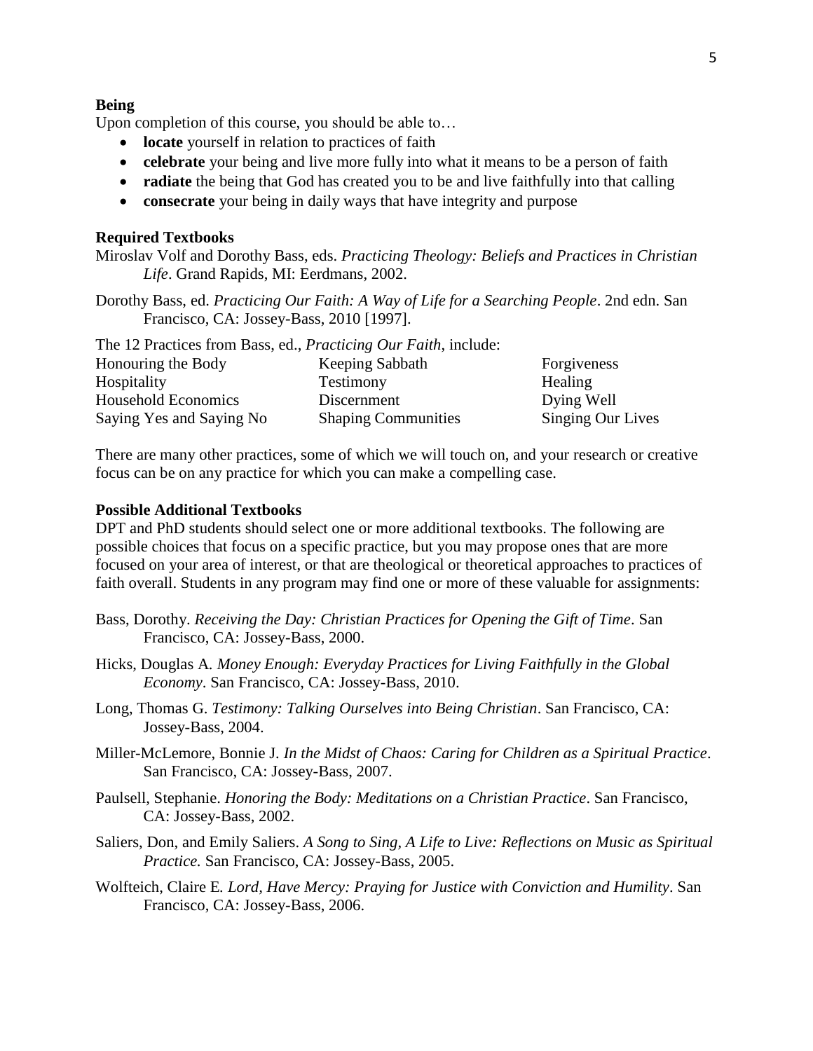**Being**

Upon completion of this course, you should be able to…

- **locate** yourself in relation to practices of faith
- **celebrate** your being and live more fully into what it means to be a person of faith
- **radiate** the being that God has created you to be and live faithfully into that calling
- **consecrate** your being in daily ways that have integrity and purpose

**Required Textbooks**

Miroslav Volf and Dorothy Bass, eds. *Practicing Theology: Beliefs and Practices in Christian Life*. Grand Rapids, MI: Eerdmans, 2002.

Dorothy Bass, ed. *Practicing Our Faith: A Way of Life for a Searching People*. 2nd edn. San Francisco, CA: Jossey-Bass, 2010 [1997].

The 12 Practices from Bass, ed., *Practicing Our Faith*, include:

| | | |
|---|---|---|
| Honouring the Body | Keeping Sabbath | Forgiveness |
| Hospitality | Testimony | Healing |
| Household Economics | Discernment | Dying Well |
| Saying Yes and Saying No | Shaping Communities | Singing Our Lives |

There are many other practices, some of which we will touch on, and your research or creative focus can be on any practice for which you can make a compelling case.

**Possible Additional Textbooks**

DPT and PhD students should select one or more additional textbooks. The following are possible choices that focus on a specific practice, but you may propose ones that are more focused on your area of interest, or that are theological or theoretical approaches to practices of faith overall. Students in any program may find one or more of these valuable for assignments:

Bass, Dorothy. *Receiving the Day: Christian Practices for Opening the Gift of Time*. San Francisco, CA: Jossey-Bass, 2000.

Hicks, Douglas A. *Money Enough: Everyday Practices for Living Faithfully in the Global Economy*. San Francisco, CA: Jossey-Bass, 2010.

Long, Thomas G. *Testimony: Talking Ourselves into Being Christian*. San Francisco, CA: Jossey-Bass, 2004.

Miller-McLemore, Bonnie J. *In the Midst of Chaos: Caring for Children as a Spiritual Practice*. San Francisco, CA: Jossey-Bass, 2007.

Paulsell, Stephanie. *Honoring the Body: Meditations on a Christian Practice*. San Francisco, CA: Jossey-Bass, 2002.

Saliers, Don, and Emily Saliers. *A Song to Sing, A Life to Live: Reflections on Music as Spiritual Practice.* San Francisco, CA: Jossey-Bass, 2005.

Wolfteich, Claire E. *Lord, Have Mercy: Praying for Justice with Conviction and Humility*. San Francisco, CA: Jossey-Bass, 2006.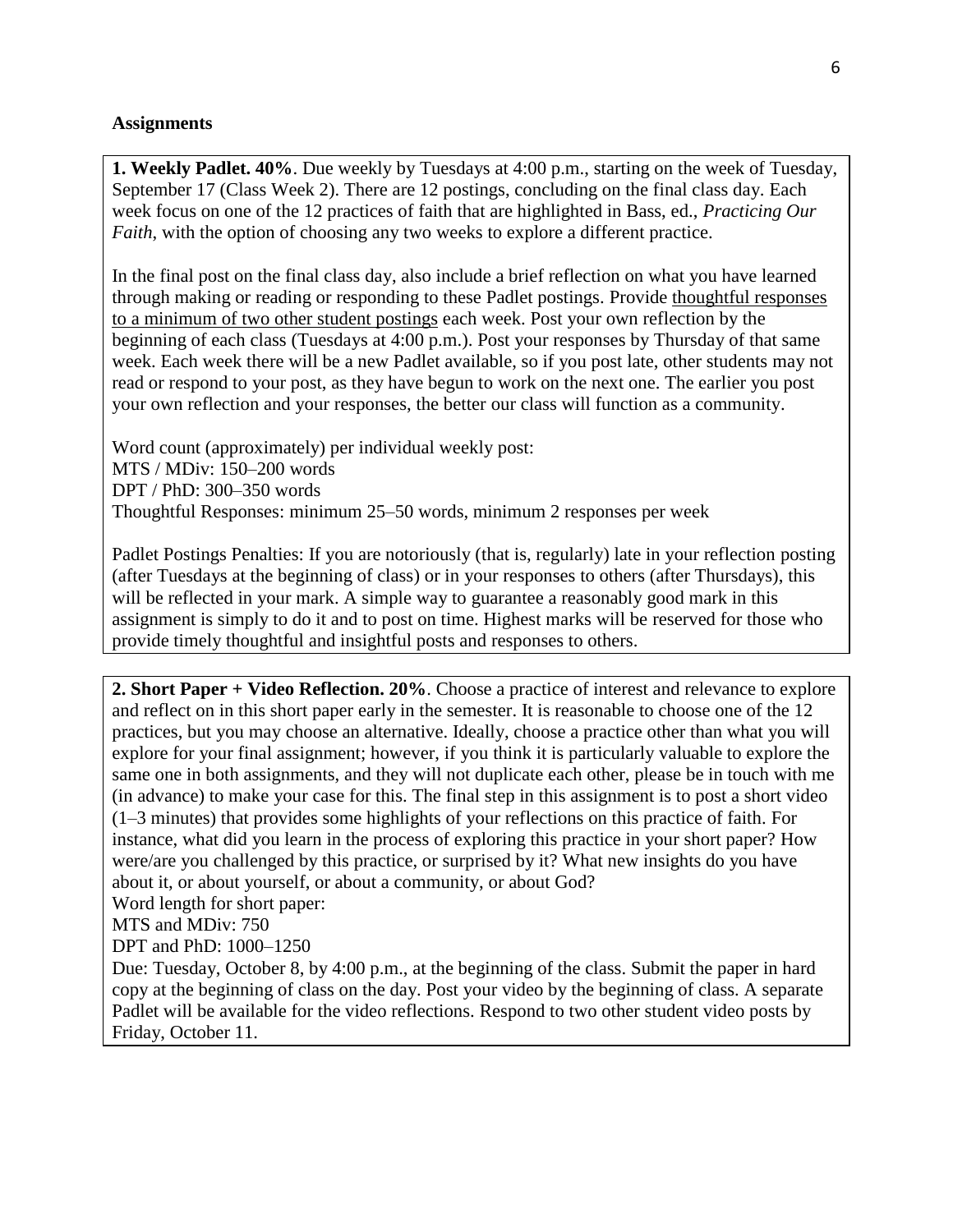**Assignments**

**1. Weekly Padlet. 40%**. Due weekly by Tuesdays at 4:00 p.m., starting on the week of Tuesday, September 17 (Class Week 2). There are 12 postings, concluding on the final class day. Each week focus on one of the 12 practices of faith that are highlighted in Bass, ed., *Practicing Our Faith*, with the option of choosing any two weeks to explore a different practice.

In the final post on the final class day, also include a brief reflection on what you have learned through making or reading or responding to these Padlet postings. Provide thoughtful responses to a minimum of two other student postings each week. Post your own reflection by the beginning of each class (Tuesdays at 4:00 p.m.). Post your responses by Thursday of that same week. Each week there will be a new Padlet available, so if you post late, other students may not read or respond to your post, as they have begun to work on the next one. The earlier you post your own reflection and your responses, the better our class will function as a community.

Word count (approximately) per individual weekly post:
MTS / MDiv: 150–200 words
DPT / PhD: 300–350 words
Thoughtful Responses: minimum 25–50 words, minimum 2 responses per week

Padlet Postings Penalties: If you are notoriously (that is, regularly) late in your reflection posting (after Tuesdays at the beginning of class) or in your responses to others (after Thursdays), this will be reflected in your mark. A simple way to guarantee a reasonably good mark in this assignment is simply to do it and to post on time. Highest marks will be reserved for those who provide timely thoughtful and insightful posts and responses to others.

**2. Short Paper + Video Reflection. 20%**. Choose a practice of interest and relevance to explore and reflect on in this short paper early in the semester. It is reasonable to choose one of the 12 practices, but you may choose an alternative. Ideally, choose a practice other than what you will explore for your final assignment; however, if you think it is particularly valuable to explore the same one in both assignments, and they will not duplicate each other, please be in touch with me (in advance) to make your case for this. The final step in this assignment is to post a short video (1–3 minutes) that provides some highlights of your reflections on this practice of faith. For instance, what did you learn in the process of exploring this practice in your short paper? How were/are you challenged by this practice, or surprised by it? What new insights do you have about it, or about yourself, or about a community, or about God?
Word length for short paper:
MTS and MDiv: 750
DPT and PhD: 1000–1250
Due: Tuesday, October 8, by 4:00 p.m., at the beginning of the class. Submit the paper in hard copy at the beginning of class on the day. Post your video by the beginning of class. A separate Padlet will be available for the video reflections. Respond to two other student video posts by Friday, October 11.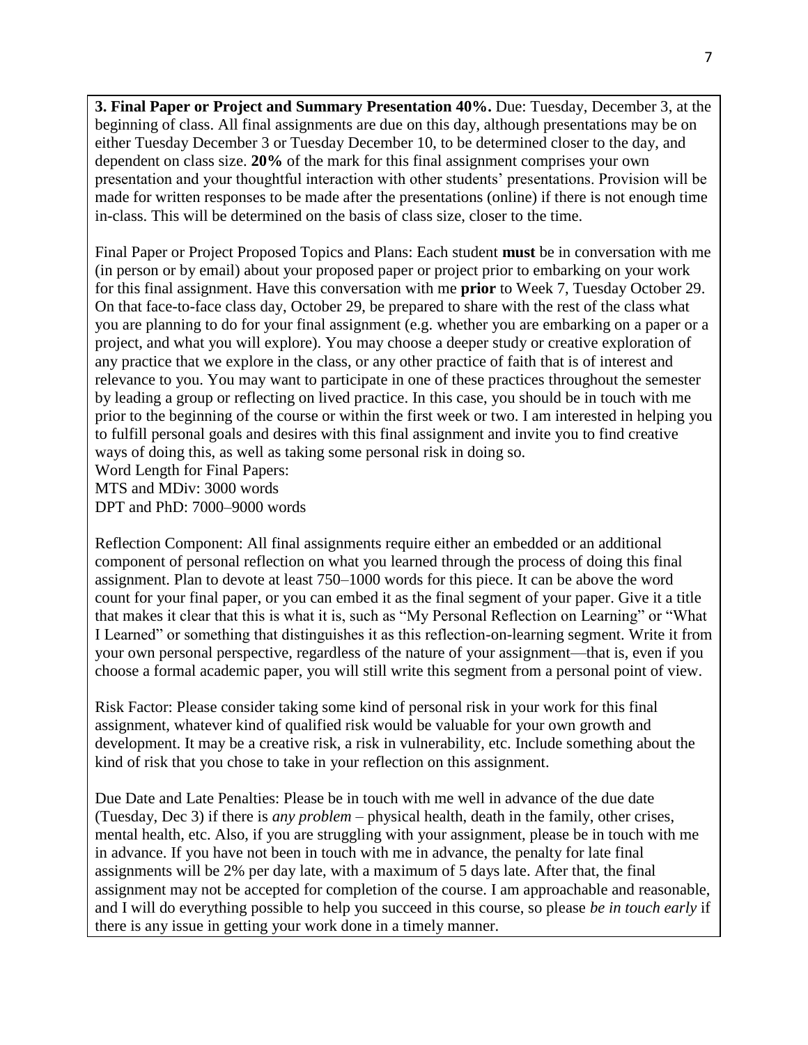**3. Final Paper or Project and Summary Presentation 40%.** Due: Tuesday, December 3, at the beginning of class. All final assignments are due on this day, although presentations may be on either Tuesday December 3 or Tuesday December 10, to be determined closer to the day, and dependent on class size. **20%** of the mark for this final assignment comprises your own presentation and your thoughtful interaction with other students' presentations. Provision will be made for written responses to be made after the presentations (online) if there is not enough time in-class. This will be determined on the basis of class size, closer to the time.

Final Paper or Project Proposed Topics and Plans: Each student **must** be in conversation with me (in person or by email) about your proposed paper or project prior to embarking on your work for this final assignment. Have this conversation with me **prior** to Week 7, Tuesday October 29. On that face-to-face class day, October 29, be prepared to share with the rest of the class what you are planning to do for your final assignment (e.g. whether you are embarking on a paper or a project, and what you will explore). You may choose a deeper study or creative exploration of any practice that we explore in the class, or any other practice of faith that is of interest and relevance to you. You may want to participate in one of these practices throughout the semester by leading a group or reflecting on lived practice. In this case, you should be in touch with me prior to the beginning of the course or within the first week or two. I am interested in helping you to fulfill personal goals and desires with this final assignment and invite you to find creative ways of doing this, as well as taking some personal risk in doing so.
Word Length for Final Papers:
MTS and MDiv: 3000 words
DPT and PhD: 7000–9000 words

Reflection Component: All final assignments require either an embedded or an additional component of personal reflection on what you learned through the process of doing this final assignment. Plan to devote at least 750–1000 words for this piece. It can be above the word count for your final paper, or you can embed it as the final segment of your paper. Give it a title that makes it clear that this is what it is, such as "My Personal Reflection on Learning" or "What I Learned" or something that distinguishes it as this reflection-on-learning segment. Write it from your own personal perspective, regardless of the nature of your assignment—that is, even if you choose a formal academic paper, you will still write this segment from a personal point of view.

Risk Factor: Please consider taking some kind of personal risk in your work for this final assignment, whatever kind of qualified risk would be valuable for your own growth and development. It may be a creative risk, a risk in vulnerability, etc. Include something about the kind of risk that you chose to take in your reflection on this assignment.

Due Date and Late Penalties: Please be in touch with me well in advance of the due date (Tuesday, Dec 3) if there is *any problem* – physical health, death in the family, other crises, mental health, etc. Also, if you are struggling with your assignment, please be in touch with me in advance. If you have not been in touch with me in advance, the penalty for late final assignments will be 2% per day late, with a maximum of 5 days late. After that, the final assignment may not be accepted for completion of the course. I am approachable and reasonable, and I will do everything possible to help you succeed in this course, so please *be in touch early* if there is any issue in getting your work done in a timely manner.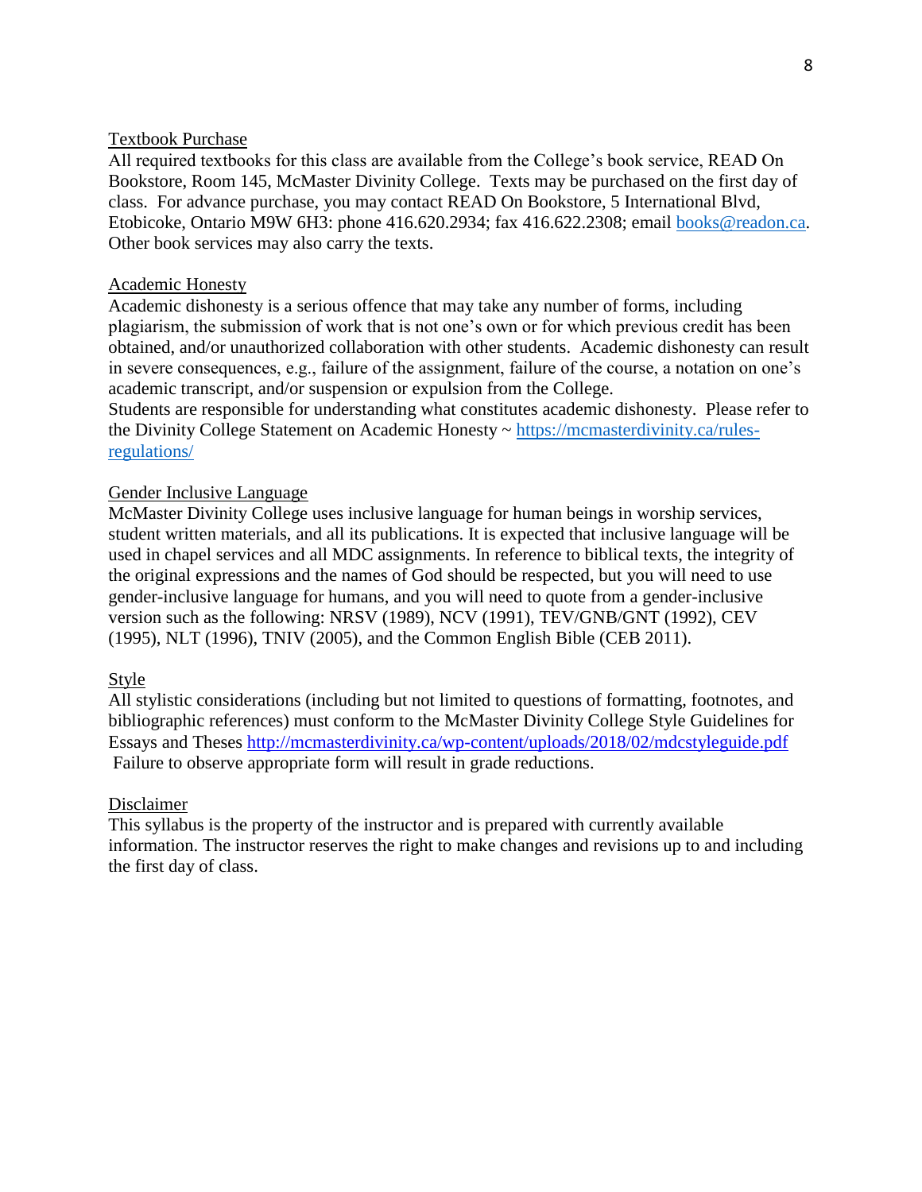## Textbook Purchase

All required textbooks for this class are available from the College's book service, READ On Bookstore, Room 145, McMaster Divinity College. Texts may be purchased on the first day of class. For advance purchase, you may contact READ On Bookstore, 5 International Blvd, Etobicoke, Ontario M9W 6H3: phone 416.620.2934; fax 416.622.2308; email [books@readon.ca](mailto:books@readon.ca). Other book services may also carry the texts.

## Academic Honesty

Academic dishonesty is a serious offence that may take any number of forms, including plagiarism, the submission of work that is not one's own or for which previous credit has been obtained, and/or unauthorized collaboration with other students. Academic dishonesty can result in severe consequences, e.g., failure of the assignment, failure of the course, a notation on one's academic transcript, and/or suspension or expulsion from the College.

Students are responsible for understanding what constitutes academic dishonesty. Please refer to the Divinity College Statement on Academic Honesty ~ [https://mcmasterdivinity.ca/rules-regulations/](https://mcmasterdivinity.ca/rules-regulations/)

## Gender Inclusive Language

McMaster Divinity College uses inclusive language for human beings in worship services, student written materials, and all its publications. It is expected that inclusive language will be used in chapel services and all MDC assignments. In reference to biblical texts, the integrity of the original expressions and the names of God should be respected, but you will need to use gender-inclusive language for humans, and you will need to quote from a gender-inclusive version such as the following: NRSV (1989), NCV (1991), TEV/GNB/GNT (1992), CEV (1995), NLT (1996), TNIV (2005), and the Common English Bible (CEB 2011).

## Style

All stylistic considerations (including but not limited to questions of formatting, footnotes, and bibliographic references) must conform to the McMaster Divinity College Style Guidelines for Essays and Theses [http://mcmasterdivinity.ca/wp-content/uploads/2018/02/mdcstyleguide.pdf](http://mcmasterdivinity.ca/wp-content/uploads/2018/02/mdcstyleguide.pdf) Failure to observe appropriate form will result in grade reductions.

## Disclaimer

This syllabus is the property of the instructor and is prepared with currently available information. The instructor reserves the right to make changes and revisions up to and including the first day of class.